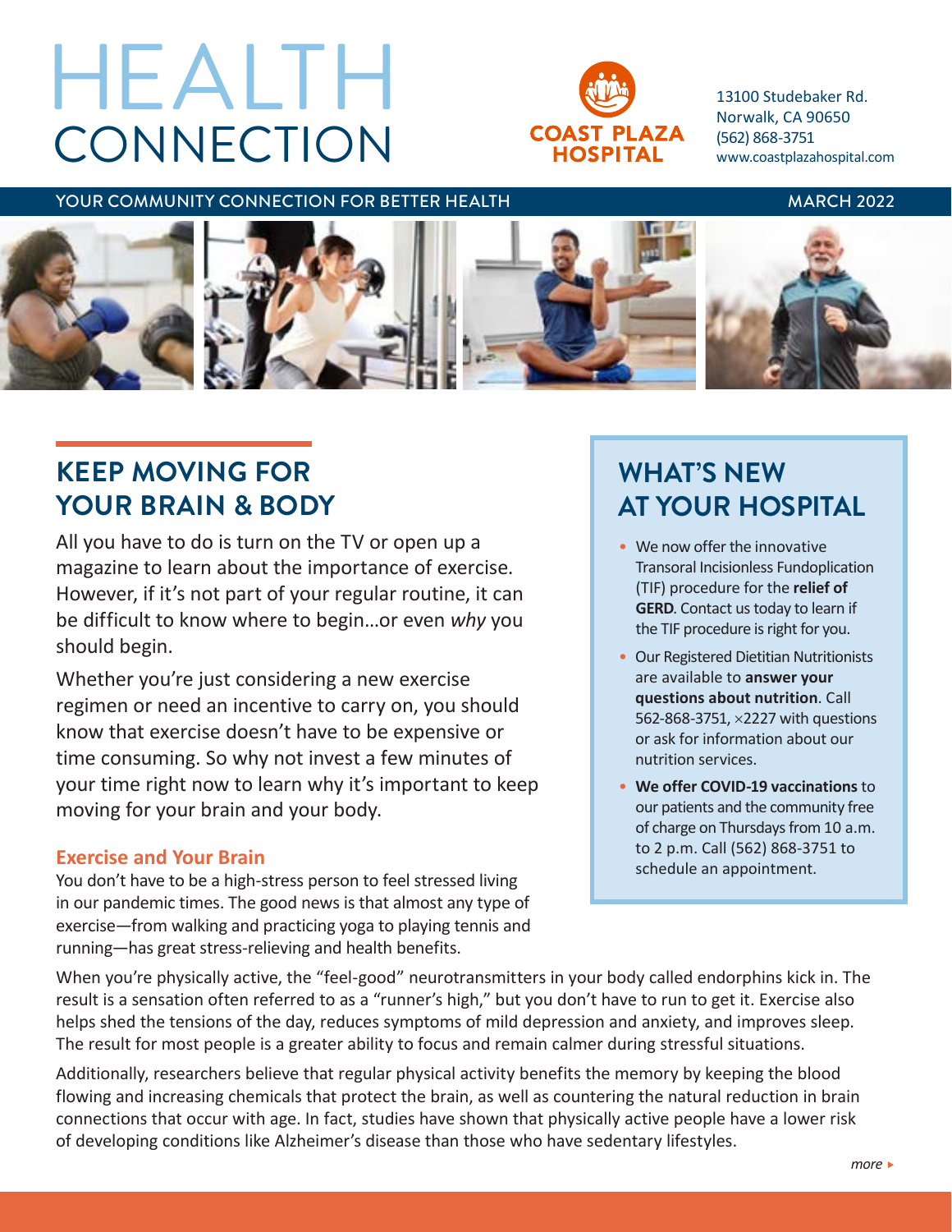# HEALTH CONNECTION

**COAST PLAZA HOSPITAL**

13100 Studebaker Rd.
Norwalk, CA 90650
(562) 868-3751
www.coastplazahospital.com

YOUR COMMUNITY CONNECTION FOR BETTER HEALTH — MARCH 2022

## KEEP MOVING FOR YOUR BRAIN & BODY

All you have to do is turn on the TV or open up a magazine to learn about the importance of exercise. However, if it's not part of your regular routine, it can be difficult to know where to begin…or even *why* you should begin.

Whether you're just considering a new exercise regimen or need an incentive to carry on, you should know that exercise doesn't have to be expensive or time consuming. So why not invest a few minutes of your time right now to learn why it's important to keep moving for your brain and your body.

### Exercise and Your Brain

You don't have to be a high-stress person to feel stressed living in our pandemic times. The good news is that almost any type of exercise—from walking and practicing yoga to playing tennis and running—has great stress-relieving and health benefits.

When you're physically active, the "feel-good" neurotransmitters in your body called endorphins kick in. The result is a sensation often referred to as a "runner's high," but you don't have to run to get it. Exercise also helps shed the tensions of the day, reduces symptoms of mild depression and anxiety, and improves sleep. The result for most people is a greater ability to focus and remain calmer during stressful situations.

Additionally, researchers believe that regular physical activity benefits the memory by keeping the blood flowing and increasing chemicals that protect the brain, as well as countering the natural reduction in brain connections that occur with age. In fact, studies have shown that physically active people have a lower risk of developing conditions like Alzheimer's disease than those who have sedentary lifestyles.

*more ▸*

## WHAT'S NEW AT YOUR HOSPITAL

- We now offer the innovative Transoral Incisionless Fundoplication (TIF) procedure for the **relief of GERD**. Contact us today to learn if the TIF procedure is right for you.
- Our Registered Dietitian Nutritionists are available to **answer your questions about nutrition**. Call 562-868-3751, ×2227 with questions or ask for information about our nutrition services.
- **We offer COVID-19 vaccinations** to our patients and the community free of charge on Thursdays from 10 a.m. to 2 p.m. Call (562) 868-3751 to schedule an appointment.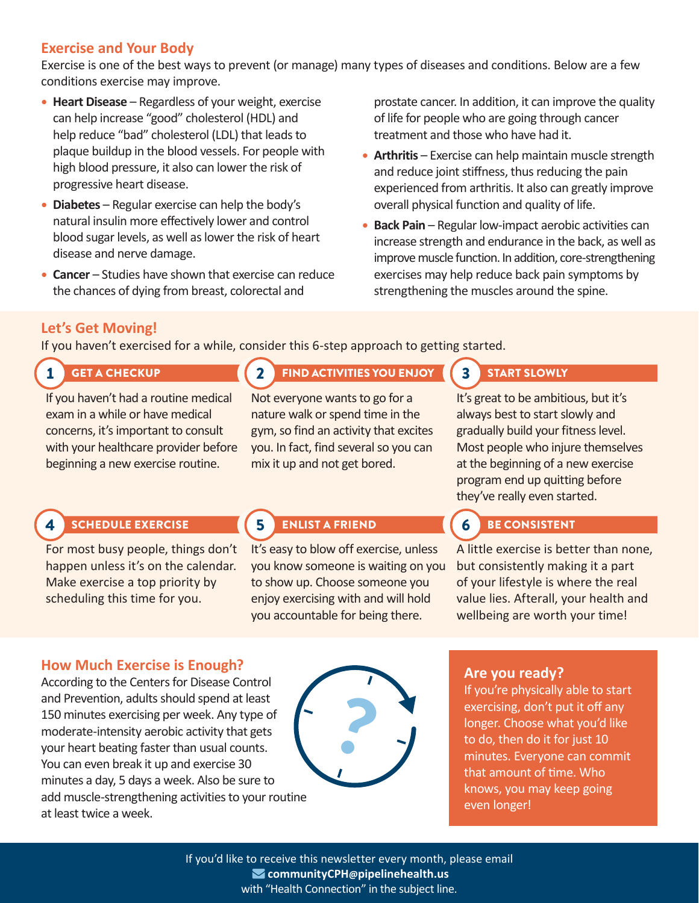## Exercise and Your Body

Exercise is one of the best ways to prevent (or manage) many types of diseases and conditions. Below are a few conditions exercise may improve.

- **Heart Disease** – Regardless of your weight, exercise can help increase "good" cholesterol (HDL) and help reduce "bad" cholesterol (LDL) that leads to plaque buildup in the blood vessels. For people with high blood pressure, it also can lower the risk of progressive heart disease.
- **Diabetes** – Regular exercise can help the body's natural insulin more effectively lower and control blood sugar levels, as well as lower the risk of heart disease and nerve damage.
- **Cancer** – Studies have shown that exercise can reduce the chances of dying from breast, colorectal and prostate cancer. In addition, it can improve the quality of life for people who are going through cancer treatment and those who have had it.
- **Arthritis** – Exercise can help maintain muscle strength and reduce joint stiffness, thus reducing the pain experienced from arthritis. It also can greatly improve overall physical function and quality of life.
- **Back Pain** – Regular low-impact aerobic activities can increase strength and endurance in the back, as well as improve muscle function. In addition, core-strengthening exercises may help reduce back pain symptoms by strengthening the muscles around the spine.

## Let's Get Moving!

If you haven't exercised for a while, consider this 6-step approach to getting started.

### 1 GET A CHECKUP

If you haven't had a routine medical exam in a while or have medical concerns, it's important to consult with your healthcare provider before beginning a new exercise routine.

### 2 FIND ACTIVITIES YOU ENJOY

Not everyone wants to go for a nature walk or spend time in the gym, so find an activity that excites you. In fact, find several so you can mix it up and not get bored.

### 3 START SLOWLY

It's great to be ambitious, but it's always best to start slowly and gradually build your fitness level. Most people who injure themselves at the beginning of a new exercise program end up quitting before they've really even started.

### 4 SCHEDULE EXERCISE

For most busy people, things don't happen unless it's on the calendar. Make exercise a top priority by scheduling this time for you.

### 5 ENLIST A FRIEND

It's easy to blow off exercise, unless you know someone is waiting on you to show up. Choose someone you enjoy exercising with and will hold you accountable for being there.

### 6 BE CONSISTENT

A little exercise is better than none, but consistently making it a part of your lifestyle is where the real value lies. Afterall, your health and wellbeing are worth your time!

## How Much Exercise is Enough?

According to the Centers for Disease Control and Prevention, adults should spend at least 150 minutes exercising per week. Any type of moderate-intensity aerobic activity that gets your heart beating faster than usual counts. You can even break it up and exercise 30 minutes a day, 5 days a week. Also be sure to add muscle-strengthening activities to your routine at least twice a week.

## Are you ready?

If you're physically able to start exercising, don't put it off any longer. Choose what you'd like to do, then do it for just 10 minutes. Everyone can commit that amount of time. Who knows, you may keep going even longer!

If you'd like to receive this newsletter every month, please email **communityCPH@pipelinehealth.us** with "Health Connection" in the subject line.